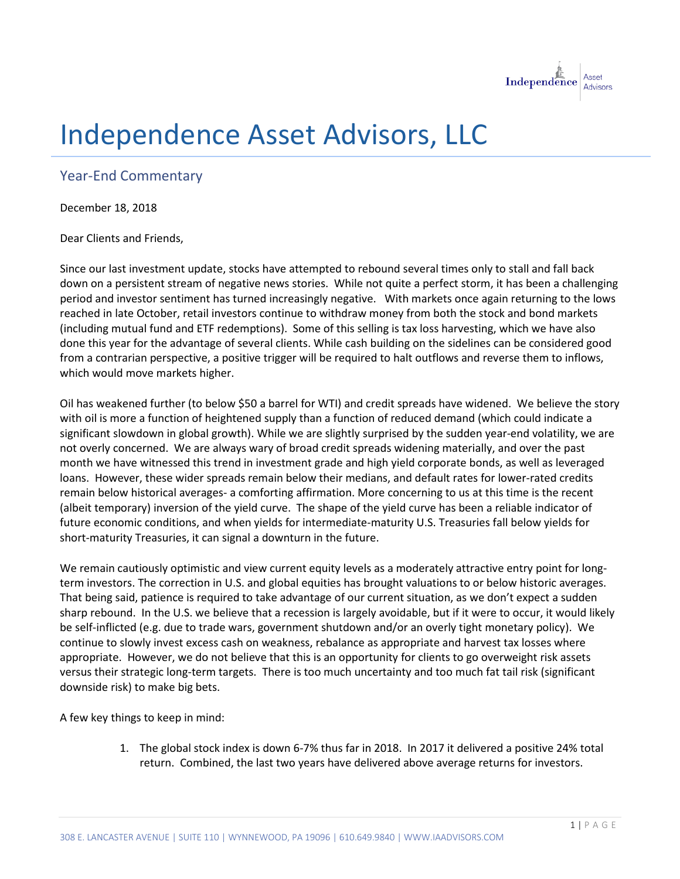# Independence Asset Advisors, LLC

## Year-End Commentary

December 18, 2018

Dear Clients and Friends,

Since our last investment update, stocks have attempted to rebound several times only to stall and fall back down on a persistent stream of negative news stories. While not quite a perfect storm, it has been a challenging period and investor sentiment has turned increasingly negative. With markets once again returning to the lows reached in late October, retail investors continue to withdraw money from both the stock and bond markets (including mutual fund and ETF redemptions). Some of this selling is tax loss harvesting, which we have also done this year for the advantage of several clients. While cash building on the sidelines can be considered good from a contrarian perspective, a positive trigger will be required to halt outflows and reverse them to inflows, which would move markets higher.

Oil has weakened further (to below $50 a barrel for WTI) and credit spreads have widened. We believe the story with oil is more a function of heightened supply than a function of reduced demand (which could indicate a significant slowdown in global growth). While we are slightly surprised by the sudden year-end volatility, we are not overly concerned. We are always wary of broad credit spreads widening materially, and over the past month we have witnessed this trend in investment grade and high yield corporate bonds, as well as leveraged loans. However, these wider spreads remain below their medians, and default rates for lower-rated credits remain below historical averages- a comforting affirmation. More concerning to us at this time is the recent (albeit temporary) inversion of the yield curve. The shape of the yield curve has been a reliable indicator of future economic conditions, and when yields for intermediate-maturity U.S. Treasuries fall below yields for short-maturity Treasuries, it can signal a downturn in the future.

We remain cautiously optimistic and view current equity levels as a moderately attractive entry point for long-term investors. The correction in U.S. and global equities has brought valuations to or below historic averages. That being said, patience is required to take advantage of our current situation, as we don't expect a sudden sharp rebound. In the U.S. we believe that a recession is largely avoidable, but if it were to occur, it would likely be self-inflicted (e.g. due to trade wars, government shutdown and/or an overly tight monetary policy). We continue to slowly invest excess cash on weakness, rebalance as appropriate and harvest tax losses where appropriate. However, we do not believe that this is an opportunity for clients to go overweight risk assets versus their strategic long-term targets. There is too much uncertainty and too much fat tail risk (significant downside risk) to make big bets.

A few key things to keep in mind:

1. The global stock index is down 6-7% thus far in 2018. In 2017 it delivered a positive 24% total return. Combined, the last two years have delivered above average returns for investors.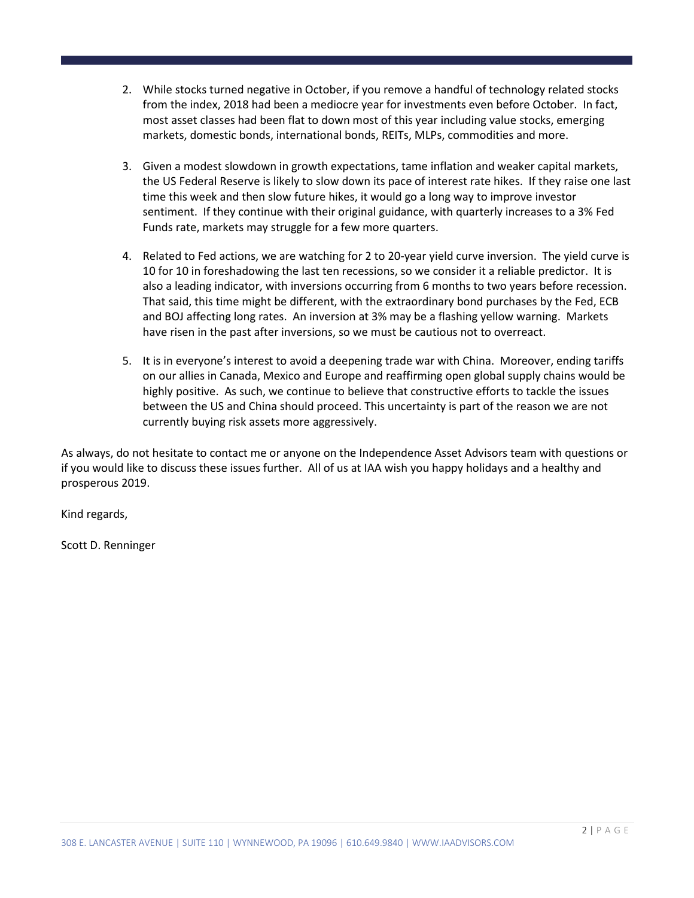2. While stocks turned negative in October, if you remove a handful of technology related stocks from the index, 2018 had been a mediocre year for investments even before October. In fact, most asset classes had been flat to down most of this year including value stocks, emerging markets, domestic bonds, international bonds, REITs, MLPs, commodities and more.

3. Given a modest slowdown in growth expectations, tame inflation and weaker capital markets, the US Federal Reserve is likely to slow down its pace of interest rate hikes. If they raise one last time this week and then slow future hikes, it would go a long way to improve investor sentiment. If they continue with their original guidance, with quarterly increases to a 3% Fed Funds rate, markets may struggle for a few more quarters.

4. Related to Fed actions, we are watching for 2 to 20-year yield curve inversion. The yield curve is 10 for 10 in foreshadowing the last ten recessions, so we consider it a reliable predictor. It is also a leading indicator, with inversions occurring from 6 months to two years before recession. That said, this time might be different, with the extraordinary bond purchases by the Fed, ECB and BOJ affecting long rates. An inversion at 3% may be a flashing yellow warning. Markets have risen in the past after inversions, so we must be cautious not to overreact.

5. It is in everyone's interest to avoid a deepening trade war with China. Moreover, ending tariffs on our allies in Canada, Mexico and Europe and reaffirming open global supply chains would be highly positive. As such, we continue to believe that constructive efforts to tackle the issues between the US and China should proceed. This uncertainty is part of the reason we are not currently buying risk assets more aggressively.

As always, do not hesitate to contact me or anyone on the Independence Asset Advisors team with questions or if you would like to discuss these issues further. All of us at IAA wish you happy holidays and a healthy and prosperous 2019.

Kind regards,

Scott D. Renninger

308 E. LANCASTER AVENUE | SUITE 110 | WYNNEWOOD, PA 19096 | 610.649.9840 | WWW.IAADVISORS.COM